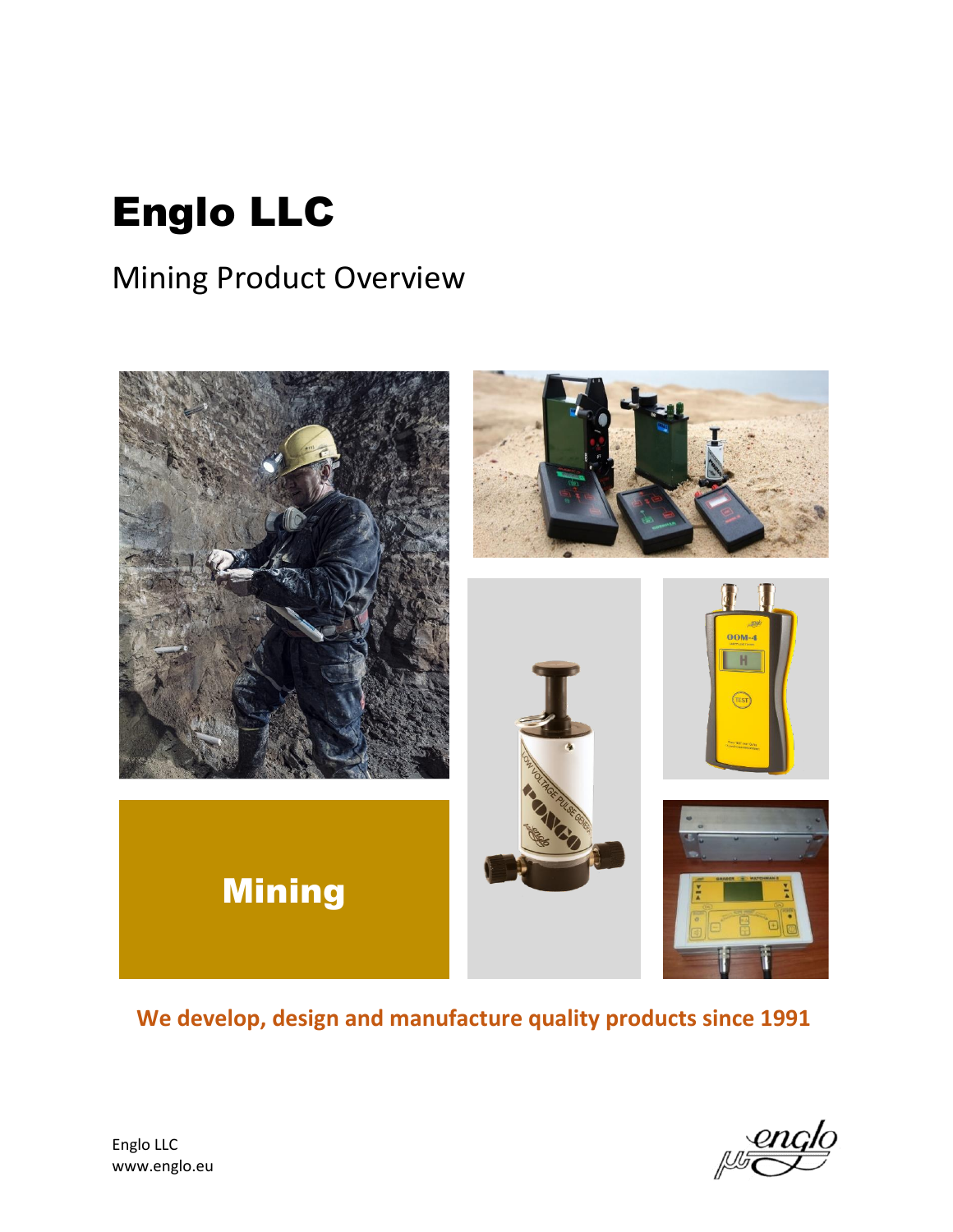# Englo LLC

## Mining Product Overview

**Mining**

**We develop, design and manufacture quality products since 1991**

Englo LLC
www.englo.eu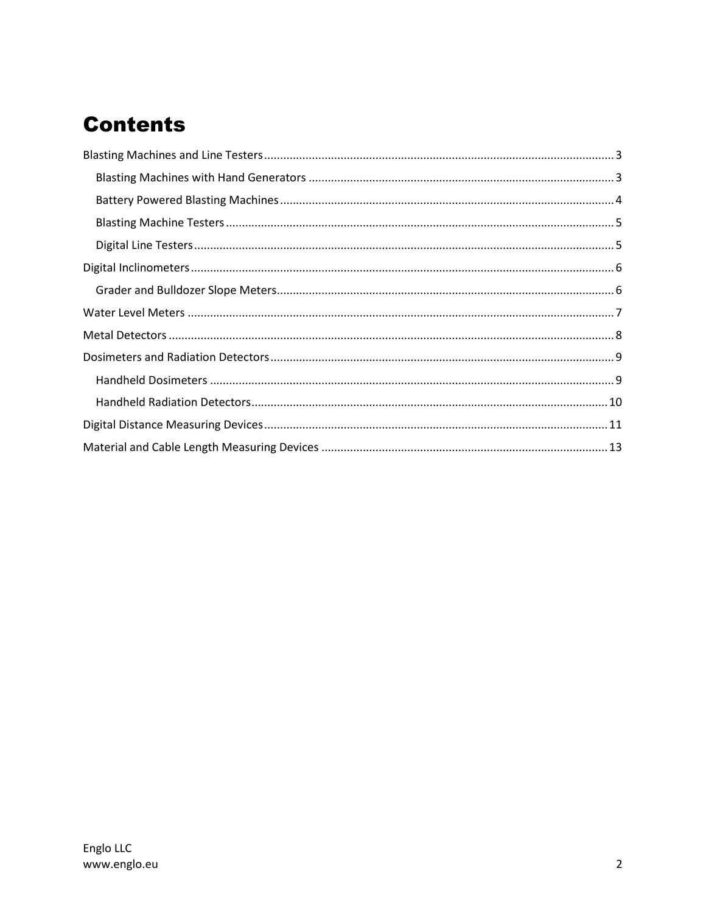# Contents

- Blasting Machines and Line Testers ..... 3
  - Blasting Machines with Hand Generators ..... 3
  - Battery Powered Blasting Machines ..... 4
  - Blasting Machine Testers ..... 5
  - Digital Line Testers ..... 5
- Digital Inclinometers ..... 6
  - Grader and Bulldozer Slope Meters ..... 6
- Water Level Meters ..... 7
- Metal Detectors ..... 8
- Dosimeters and Radiation Detectors ..... 9
  - Handheld Dosimeters ..... 9
  - Handheld Radiation Detectors ..... 10
- Digital Distance Measuring Devices ..... 11
- Material and Cable Length Measuring Devices ..... 13

Englo LLC
www.englo.eu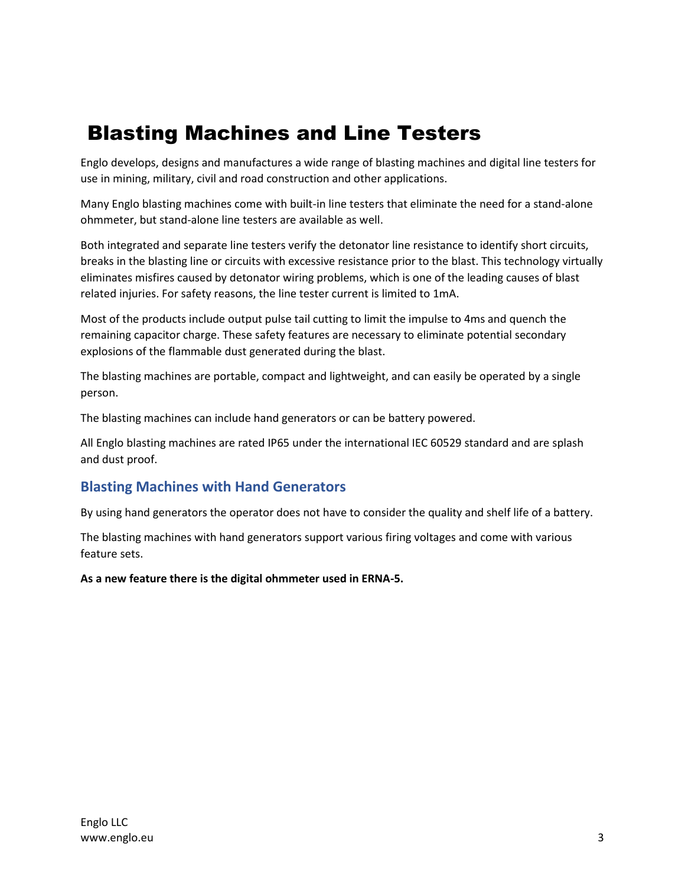# Blasting Machines and Line Testers

Englo develops, designs and manufactures a wide range of blasting machines and digital line testers for use in mining, military, civil and road construction and other applications.

Many Englo blasting machines come with built-in line testers that eliminate the need for a stand-alone ohmmeter, but stand-alone line testers are available as well.

Both integrated and separate line testers verify the detonator line resistance to identify short circuits, breaks in the blasting line or circuits with excessive resistance prior to the blast. This technology virtually eliminates misfires caused by detonator wiring problems, which is one of the leading causes of blast related injuries. For safety reasons, the line tester current is limited to 1mA.

Most of the products include output pulse tail cutting to limit the impulse to 4ms and quench the remaining capacitor charge. These safety features are necessary to eliminate potential secondary explosions of the flammable dust generated during the blast.

The blasting machines are portable, compact and lightweight, and can easily be operated by a single person.

The blasting machines can include hand generators or can be battery powered.

All Englo blasting machines are rated IP65 under the international IEC 60529 standard and are splash and dust proof.

## Blasting Machines with Hand Generators

By using hand generators the operator does not have to consider the quality and shelf life of a battery.

The blasting machines with hand generators support various firing voltages and come with various feature sets.

**As a new feature there is the digital ohmmeter used in ERNA-5.**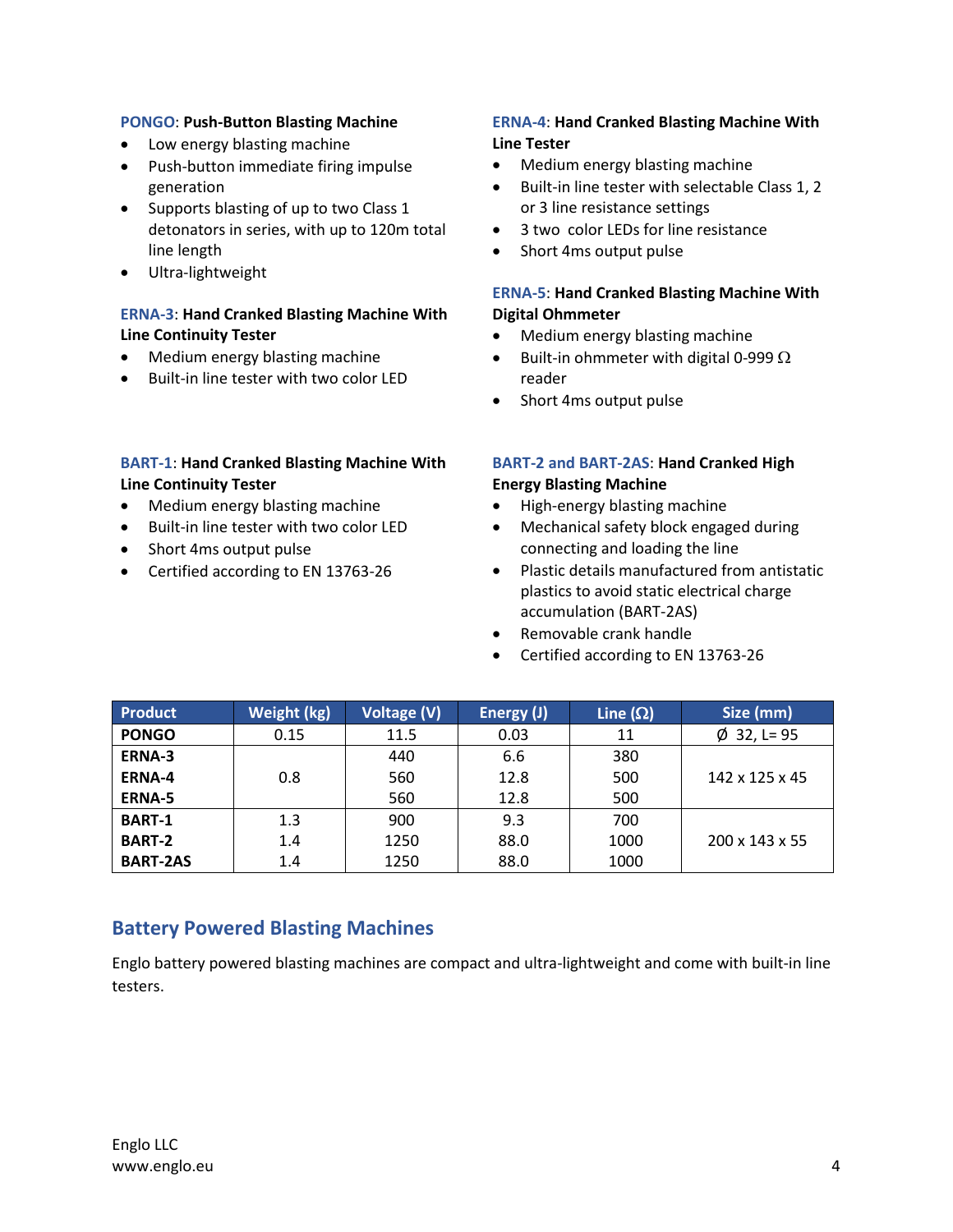**PONGO**: **Push-Button Blasting Machine**

- Low energy blasting machine
- Push-button immediate firing impulse generation
- Supports blasting of up to two Class 1 detonators in series, with up to 120m total line length
- Ultra-lightweight

**ERNA-3**: **Hand Cranked Blasting Machine With Line Continuity Tester**

- Medium energy blasting machine
- Built-in line tester with two color LED

**ERNA-4**: **Hand Cranked Blasting Machine With Line Tester**

- Medium energy blasting machine
- Built-in line tester with selectable Class 1, 2 or 3 line resistance settings
- 3 two color LEDs for line resistance
- Short 4ms output pulse

**ERNA-5**: **Hand Cranked Blasting Machine With Digital Ohmmeter**

- Medium energy blasting machine
- Built-in ohmmeter with digital 0-999 Ω reader
- Short 4ms output pulse

**BART-1**: **Hand Cranked Blasting Machine With Line Continuity Tester**

- Medium energy blasting machine
- Built-in line tester with two color LED
- Short 4ms output pulse
- Certified according to EN 13763-26

**BART-2 and BART-2AS**: **Hand Cranked High Energy Blasting Machine**

- High-energy blasting machine
- Mechanical safety block engaged during connecting and loading the line
- Plastic details manufactured from antistatic plastics to avoid static electrical charge accumulation (BART-2AS)
- Removable crank handle
- Certified according to EN 13763-26

| Product | Weight (kg) | Voltage (V) | Energy (J) | Line (Ω) | Size (mm) |
|---|---|---|---|---|---|
| **PONGO** | 0.15 | 11.5 | 0.03 | 11 | Ø 32, L= 95 |
| **ERNA-3** | 0.8 | 440 | 6.6 | 380 | 142 x 125 x 45 |
| **ERNA-4** | | 560 | 12.8 | 500 | |
| **ERNA-5** | | 560 | 12.8 | 500 | |
| **BART-1** | 1.3 | 900 | 9.3 | 700 | 200 x 143 x 55 |
| **BART-2** | 1.4 | 1250 | 88.0 | 1000 | |
| **BART-2AS** | 1.4 | 1250 | 88.0 | 1000 | |

## Battery Powered Blasting Machines

Englo battery powered blasting machines are compact and ultra-lightweight and come with built-in line testers.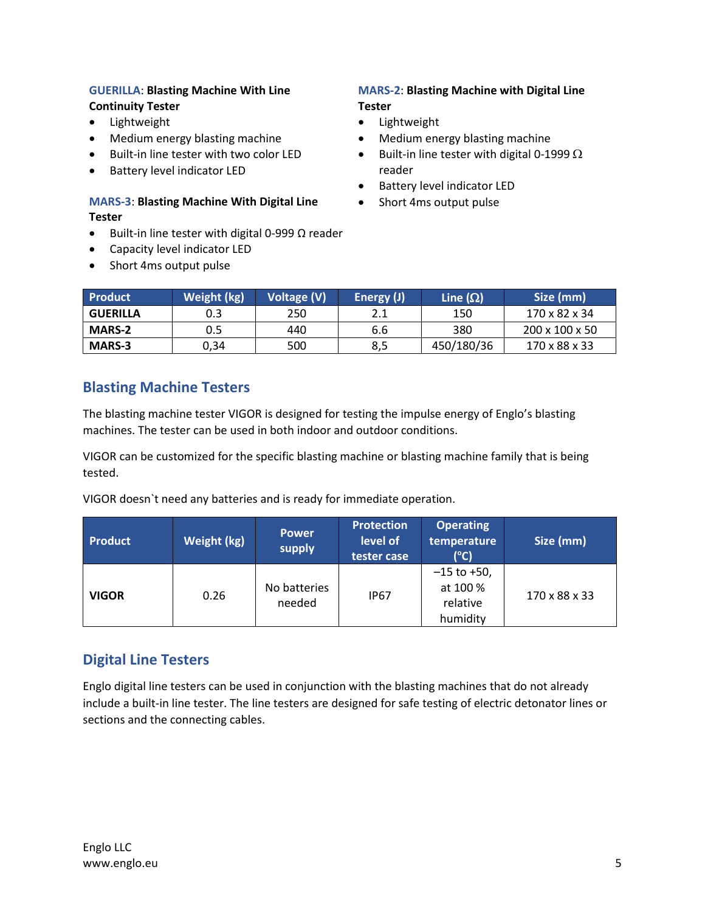**GUERILLA**: **Blasting Machine With Line Continuity Tester**

- Lightweight
- Medium energy blasting machine
- Built-in line tester with two color LED
- Battery level indicator LED

**MARS-3**: **Blasting Machine With Digital Line Tester**

- Built-in line tester with digital 0-999 Ω reader
- Capacity level indicator LED
- Short 4ms output pulse

**MARS-2**: **Blasting Machine with Digital Line Tester**

- Lightweight
- Medium energy blasting machine
- Built-in line tester with digital 0-1999 Ω reader
- Battery level indicator LED
- Short 4ms output pulse

| Product | Weight (kg) | Voltage (V) | Energy (J) | Line (Ω) | Size (mm) |
|---|---|---|---|---|---|
| **GUERILLA** | 0.3 | 250 | 2.1 | 150 | 170 x 82 x 34 |
| **MARS-2** | 0.5 | 440 | 6.6 | 380 | 200 x 100 x 50 |
| **MARS-3** | 0,34 | 500 | 8,5 | 450/180/36 | 170 x 88 x 33 |

## Blasting Machine Testers

The blasting machine tester VIGOR is designed for testing the impulse energy of Englo's blasting machines. The tester can be used in both indoor and outdoor conditions.

VIGOR can be customized for the specific blasting machine or blasting machine family that is being tested.

VIGOR doesn`t need any batteries and is ready for immediate operation.

| Product | Weight (kg) | Power supply | Protection level of tester case | Operating temperature (°C) | Size (mm) |
|---|---|---|---|---|---|
| **VIGOR** | 0.26 | No batteries needed | IP67 | –15 to +50, at 100 % relative humidity | 170 x 88 x 33 |

## Digital Line Testers

Englo digital line testers can be used in conjunction with the blasting machines that do not already include a built-in line tester. The line testers are designed for safe testing of electric detonator lines or sections and the connecting cables.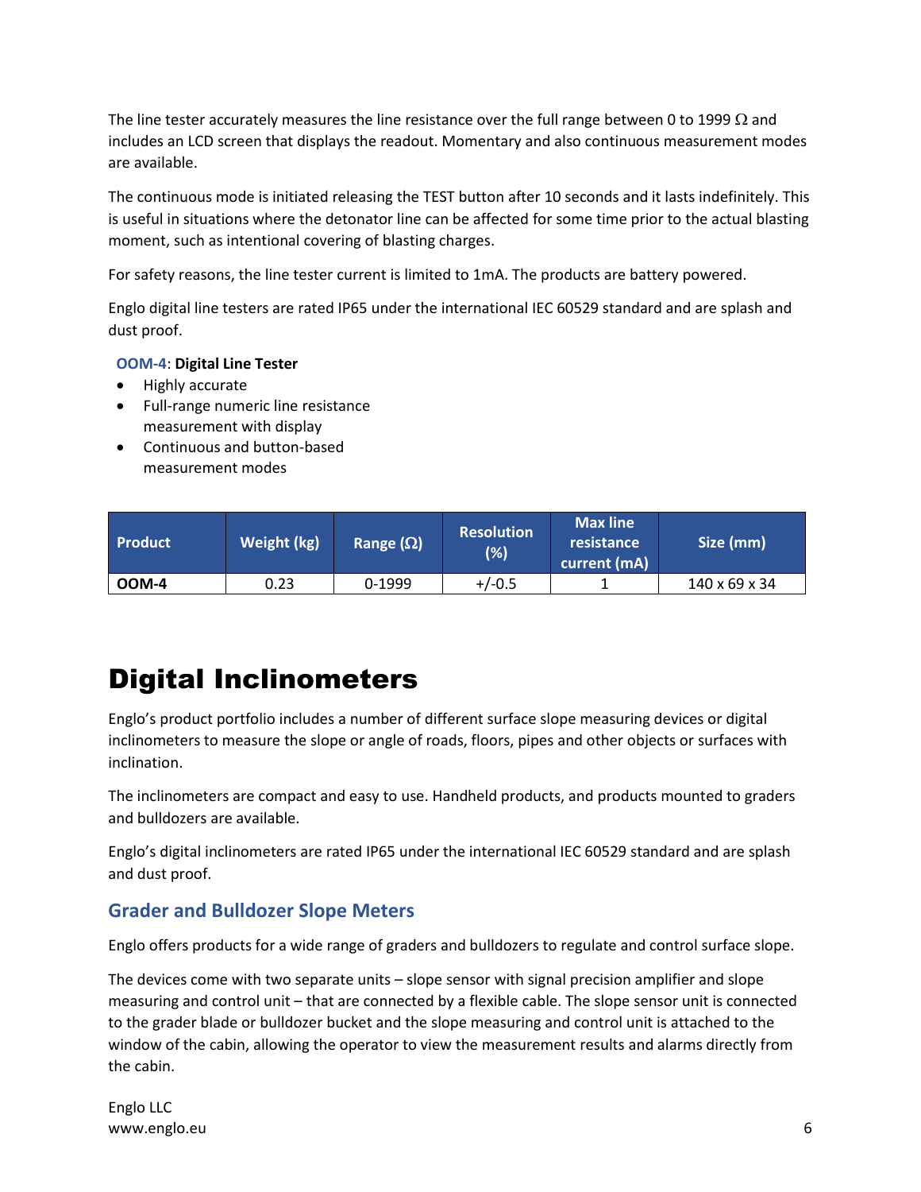The line tester accurately measures the line resistance over the full range between 0 to 1999 Ω and includes an LCD screen that displays the readout. Momentary and also continuous measurement modes are available.

The continuous mode is initiated releasing the TEST button after 10 seconds and it lasts indefinitely. This is useful in situations where the detonator line can be affected for some time prior to the actual blasting moment, such as intentional covering of blasting charges.

For safety reasons, the line tester current is limited to 1mA. The products are battery powered.

Englo digital line testers are rated IP65 under the international IEC 60529 standard and are splash and dust proof.

**OOM-4**: **Digital Line Tester**

- Highly accurate
- Full-range numeric line resistance measurement with display
- Continuous and button-based measurement modes

| Product | Weight (kg) | Range (Ω) | Resolution (%) | Max line resistance current (mA) | Size (mm) |
|---|---|---|---|---|---|
| **OOM-4** | 0.23 | 0-1999 | +/-0.5 | 1 | 140 x 69 x 34 |

# Digital Inclinometers

Englo's product portfolio includes a number of different surface slope measuring devices or digital inclinometers to measure the slope or angle of roads, floors, pipes and other objects or surfaces with inclination.

The inclinometers are compact and easy to use. Handheld products, and products mounted to graders and bulldozers are available.

Englo's digital inclinometers are rated IP65 under the international IEC 60529 standard and are splash and dust proof.

## Grader and Bulldozer Slope Meters

Englo offers products for a wide range of graders and bulldozers to regulate and control surface slope.

The devices come with two separate units – slope sensor with signal precision amplifier and slope measuring and control unit – that are connected by a flexible cable. The slope sensor unit is connected to the grader blade or bulldozer bucket and the slope measuring and control unit is attached to the window of the cabin, allowing the operator to view the measurement results and alarms directly from the cabin.

Englo LLC
www.englo.eu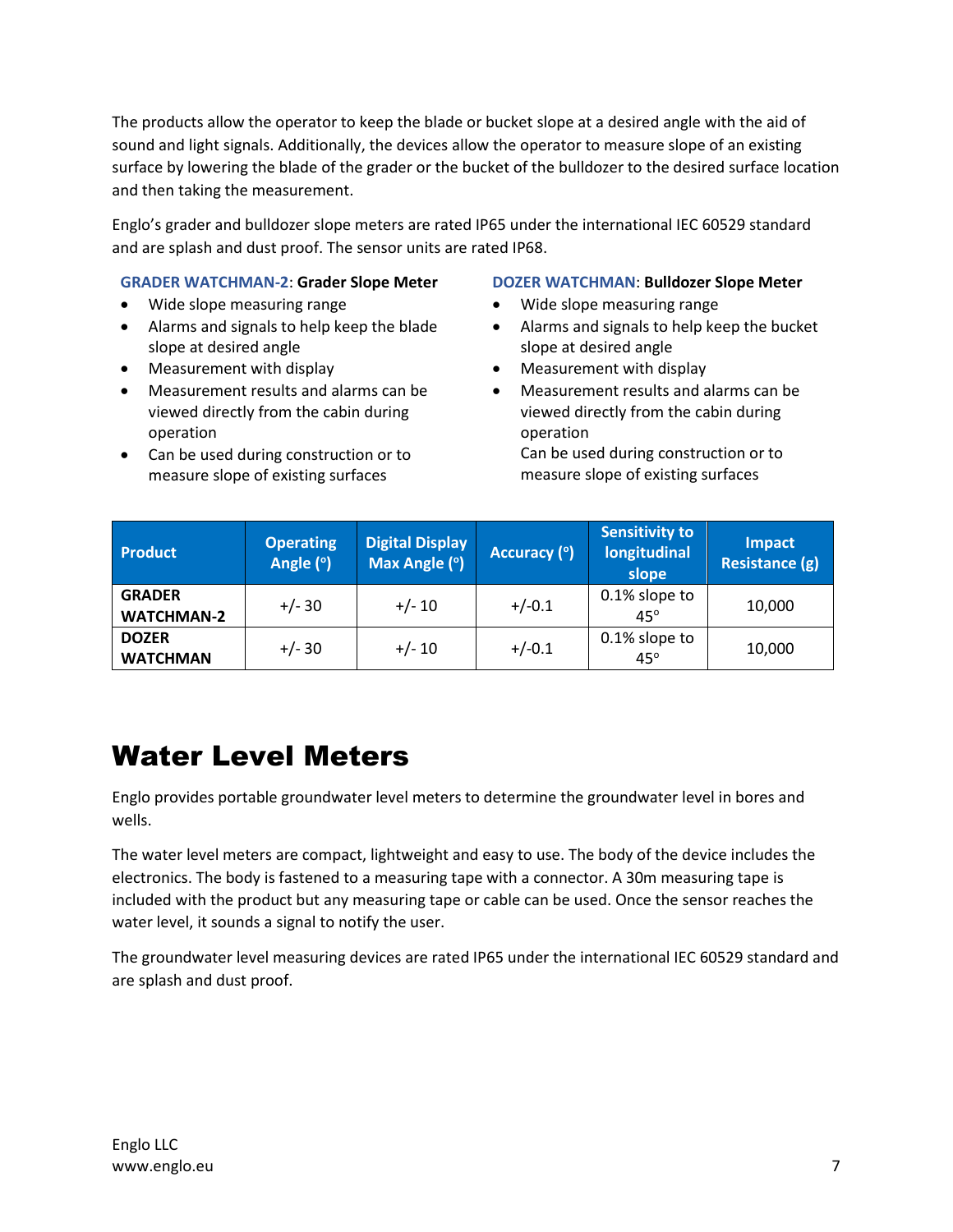The products allow the operator to keep the blade or bucket slope at a desired angle with the aid of sound and light signals. Additionally, the devices allow the operator to measure slope of an existing surface by lowering the blade of the grader or the bucket of the bulldozer to the desired surface location and then taking the measurement.

Englo's grader and bulldozer slope meters are rated IP65 under the international IEC 60529 standard and are splash and dust proof. The sensor units are rated IP68.

**GRADER WATCHMAN-2: Grader Slope Meter**

- Wide slope measuring range
- Alarms and signals to help keep the blade slope at desired angle
- Measurement with display
- Measurement results and alarms can be viewed directly from the cabin during operation
- Can be used during construction or to measure slope of existing surfaces

**DOZER WATCHMAN: Bulldozer Slope Meter**

- Wide slope measuring range
- Alarms and signals to help keep the bucket slope at desired angle
- Measurement with display
- Measurement results and alarms can be viewed directly from the cabin during operation
  Can be used during construction or to measure slope of existing surfaces

| Product | Operating Angle (°) | Digital Display Max Angle (°) | Accuracy (°) | Sensitivity to longitudinal slope | Impact Resistance (g) |
|---|---|---|---|---|---|
| GRADER WATCHMAN-2 | +/- 30 | +/- 10 | +/-0.1 | 0.1% slope to 45° | 10,000 |
| DOZER WATCHMAN | +/- 30 | +/- 10 | +/-0.1 | 0.1% slope to 45° | 10,000 |

# Water Level Meters

Englo provides portable groundwater level meters to determine the groundwater level in bores and wells.

The water level meters are compact, lightweight and easy to use. The body of the device includes the electronics. The body is fastened to a measuring tape with a connector. A 30m measuring tape is included with the product but any measuring tape or cable can be used. Once the sensor reaches the water level, it sounds a signal to notify the user.

The groundwater level measuring devices are rated IP65 under the international IEC 60529 standard and are splash and dust proof.

Englo LLC
www.englo.eu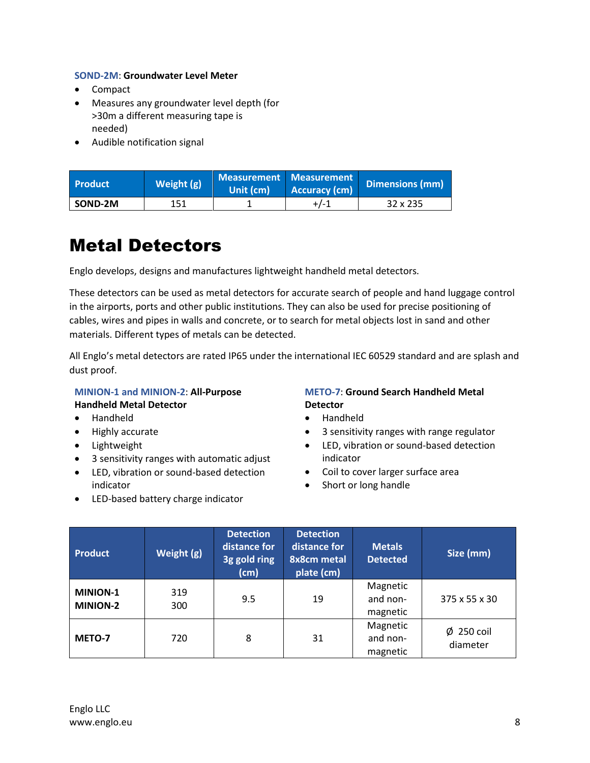**SOND-2M**: **Groundwater Level Meter**

- Compact
- Measures any groundwater level depth (for >30m a different measuring tape is needed)
- Audible notification signal

| Product | Weight (g) | Measurement Unit (cm) | Measurement Accuracy (cm) | Dimensions (mm) |
|---|---|---|---|---|
| **SOND-2M** | 151 | 1 | +/-1 | 32 x 235 |

# Metal Detectors

Englo develops, designs and manufactures lightweight handheld metal detectors.

These detectors can be used as metal detectors for accurate search of people and hand luggage control in the airports, ports and other public institutions. They can also be used for precise positioning of cables, wires and pipes in walls and concrete, or to search for metal objects lost in sand and other materials. Different types of metals can be detected.

All Englo's metal detectors are rated IP65 under the international IEC 60529 standard and are splash and dust proof.

**MINION-1 and MINION-2**: **All-Purpose Handheld Metal Detector**

- Handheld
- Highly accurate
- Lightweight
- 3 sensitivity ranges with automatic adjust
- LED, vibration or sound-based detection indicator
- LED-based battery charge indicator

**METO-7**: **Ground Search Handheld Metal Detector**

- Handheld
- 3 sensitivity ranges with range regulator
- LED, vibration or sound-based detection indicator
- Coil to cover larger surface area
- Short or long handle

| Product | Weight (g) | Detection distance for 3g gold ring (cm) | Detection distance for 8x8cm metal plate (cm) | Metals Detected | Size (mm) |
|---|---|---|---|---|---|
| **MINION-1** **MINION-2** | 319 300 | 9.5 | 19 | Magnetic and non-magnetic | 375 x 55 x 30 |
| **METO-7** | 720 | 8 | 31 | Magnetic and non-magnetic | Ø 250 coil diameter |

Englo LLC
www.englo.eu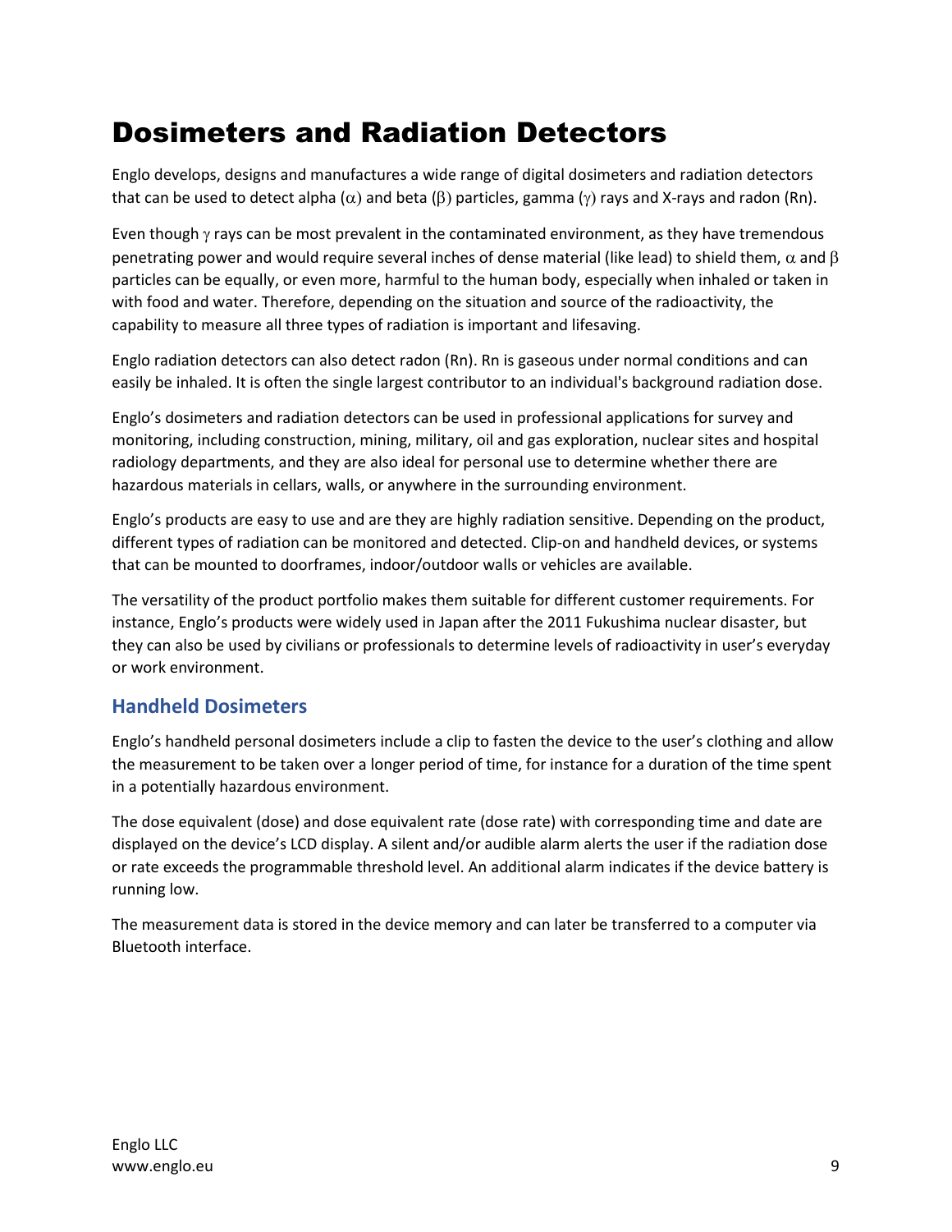# Dosimeters and Radiation Detectors

Englo develops, designs and manufactures a wide range of digital dosimeters and radiation detectors that can be used to detect alpha ($\alpha$) and beta ($\beta$) particles, gamma ($\gamma$) rays and X-rays and radon (Rn).

Even though $\gamma$ rays can be most prevalent in the contaminated environment, as they have tremendous penetrating power and would require several inches of dense material (like lead) to shield them, $\alpha$ and $\beta$ particles can be equally, or even more, harmful to the human body, especially when inhaled or taken in with food and water. Therefore, depending on the situation and source of the radioactivity, the capability to measure all three types of radiation is important and lifesaving.

Englo radiation detectors can also detect radon (Rn). Rn is gaseous under normal conditions and can easily be inhaled. It is often the single largest contributor to an individual's background radiation dose.

Englo's dosimeters and radiation detectors can be used in professional applications for survey and monitoring, including construction, mining, military, oil and gas exploration, nuclear sites and hospital radiology departments, and they are also ideal for personal use to determine whether there are hazardous materials in cellars, walls, or anywhere in the surrounding environment.

Englo's products are easy to use and are they are highly radiation sensitive. Depending on the product, different types of radiation can be monitored and detected. Clip-on and handheld devices, or systems that can be mounted to doorframes, indoor/outdoor walls or vehicles are available.

The versatility of the product portfolio makes them suitable for different customer requirements. For instance, Englo's products were widely used in Japan after the 2011 Fukushima nuclear disaster, but they can also be used by civilians or professionals to determine levels of radioactivity in user's everyday or work environment.

## Handheld Dosimeters

Englo's handheld personal dosimeters include a clip to fasten the device to the user's clothing and allow the measurement to be taken over a longer period of time, for instance for a duration of the time spent in a potentially hazardous environment.

The dose equivalent (dose) and dose equivalent rate (dose rate) with corresponding time and date are displayed on the device's LCD display. A silent and/or audible alarm alerts the user if the radiation dose or rate exceeds the programmable threshold level. An additional alarm indicates if the device battery is running low.

The measurement data is stored in the device memory and can later be transferred to a computer via Bluetooth interface.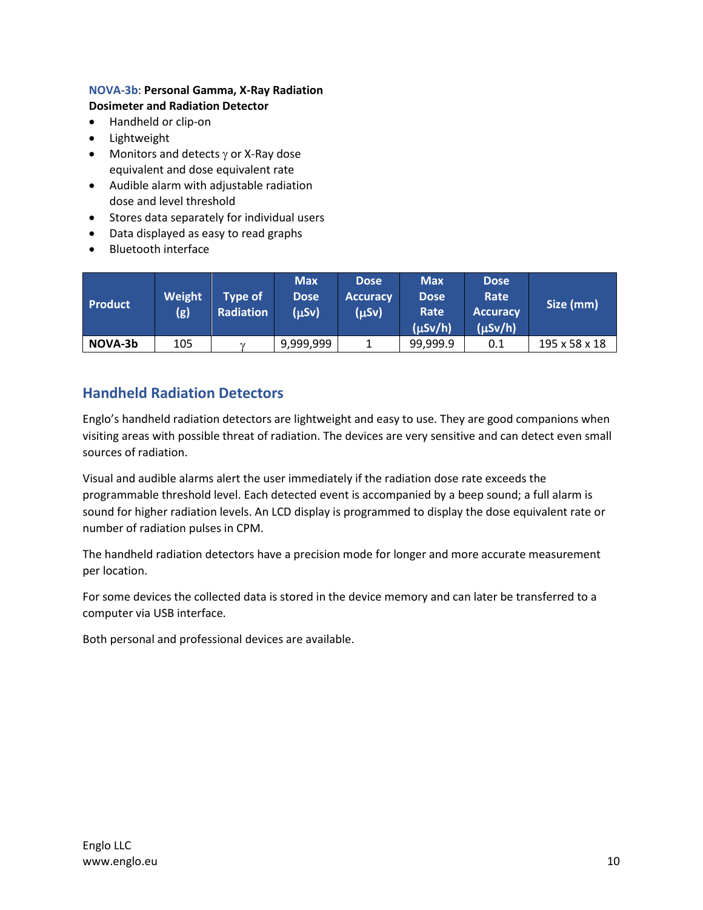**NOVA-3b**: **Personal Gamma, X-Ray Radiation Dosimeter and Radiation Detector**

- Handheld or clip-on
- Lightweight
- Monitors and detects $\gamma$ or X-Ray dose equivalent and dose equivalent rate
- Audible alarm with adjustable radiation dose and level threshold
- Stores data separately for individual users
- Data displayed as easy to read graphs
- Bluetooth interface

| Product | Weight (g) | Type of Radiation | Max Dose (μSv) | Dose Accuracy (μSv) | Max Dose Rate (μSv/h) | Dose Rate Accuracy (μSv/h) | Size (mm) |
|---|---|---|---|---|---|---|---|
| **NOVA-3b** | 105 | $\gamma$ | 9,999,999 | 1 | 99,999.9 | 0.1 | 195 x 58 x 18 |

## Handheld Radiation Detectors

Englo's handheld radiation detectors are lightweight and easy to use. They are good companions when visiting areas with possible threat of radiation. The devices are very sensitive and can detect even small sources of radiation.

Visual and audible alarms alert the user immediately if the radiation dose rate exceeds the programmable threshold level. Each detected event is accompanied by a beep sound; a full alarm is sound for higher radiation levels. An LCD display is programmed to display the dose equivalent rate or number of radiation pulses in CPM.

The handheld radiation detectors have a precision mode for longer and more accurate measurement per location.

For some devices the collected data is stored in the device memory and can later be transferred to a computer via USB interface.

Both personal and professional devices are available.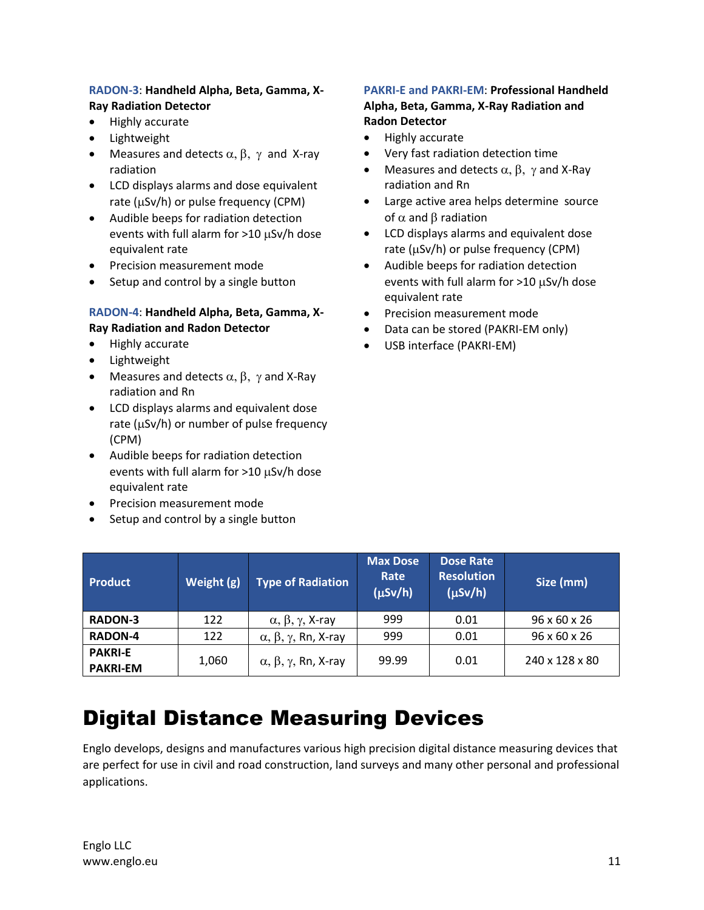**RADON-3**: **Handheld Alpha, Beta, Gamma, X-Ray Radiation Detector**

- Highly accurate
- Lightweight
- Measures and detects $\alpha$, $\beta$, $\gamma$ and X-ray radiation
- LCD displays alarms and dose equivalent rate ($\mu$Sv/h) or pulse frequency (CPM)
- Audible beeps for radiation detection events with full alarm for >10 $\mu$Sv/h dose equivalent rate
- Precision measurement mode
- Setup and control by a single button

**RADON-4**: **Handheld Alpha, Beta, Gamma, X-Ray Radiation and Radon Detector**

- Highly accurate
- Lightweight
- Measures and detects $\alpha$, $\beta$, $\gamma$ and X-Ray radiation and Rn
- LCD displays alarms and equivalent dose rate ($\mu$Sv/h) or number of pulse frequency (CPM)
- Audible beeps for radiation detection events with full alarm for >10 $\mu$Sv/h dose equivalent rate
- Precision measurement mode
- Setup and control by a single button

**PAKRI-E and PAKRI-EM**: **Professional Handheld Alpha, Beta, Gamma, X-Ray Radiation and Radon Detector**

- Highly accurate
- Very fast radiation detection time
- Measures and detects $\alpha$, $\beta$, $\gamma$ and X-Ray radiation and Rn
- Large active area helps determine source of $\alpha$ and $\beta$ radiation
- LCD displays alarms and equivalent dose rate ($\mu$Sv/h) or pulse frequency (CPM)
- Audible beeps for radiation detection events with full alarm for >10 $\mu$Sv/h dose equivalent rate
- Precision measurement mode
- Data can be stored (PAKRI-EM only)
- USB interface (PAKRI-EM)

| Product | Weight (g) | Type of Radiation | Max Dose Rate ($\mu$Sv/h) | Dose Rate Resolution ($\mu$Sv/h) | Size (mm) |
|---|---|---|---|---|---|
| **RADON-3** | 122 | $\alpha$, $\beta$, $\gamma$, X-ray | 999 | 0.01 | 96 x 60 x 26 |
| **RADON-4** | 122 | $\alpha$, $\beta$, $\gamma$, Rn, X-ray | 999 | 0.01 | 96 x 60 x 26 |
| **PAKRI-E PAKRI-EM** | 1,060 | $\alpha$, $\beta$, $\gamma$, Rn, X-ray | 99.99 | 0.01 | 240 x 128 x 80 |

# Digital Distance Measuring Devices

Englo develops, designs and manufactures various high precision digital distance measuring devices that are perfect for use in civil and road construction, land surveys and many other personal and professional applications.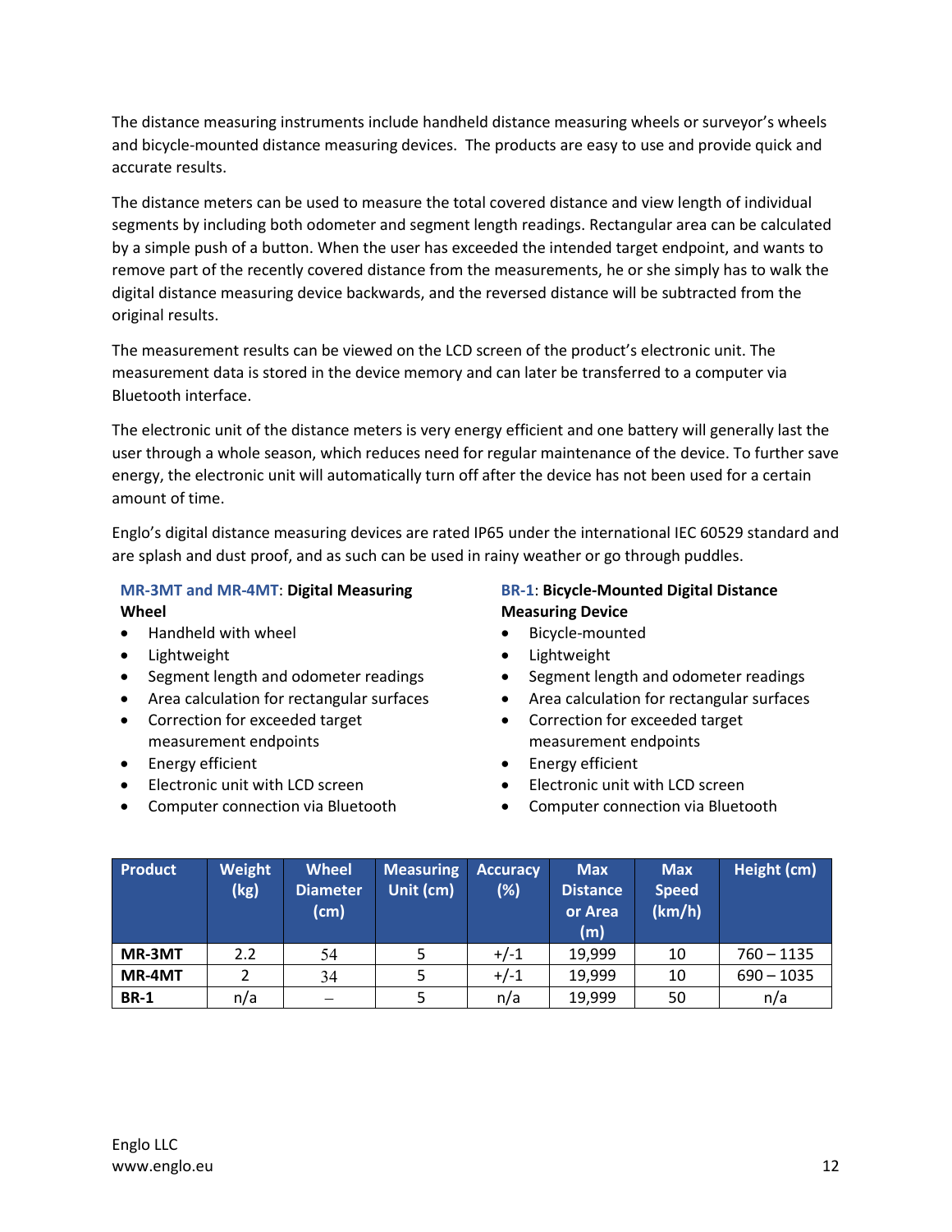The distance measuring instruments include handheld distance measuring wheels or surveyor's wheels and bicycle-mounted distance measuring devices. The products are easy to use and provide quick and accurate results.

The distance meters can be used to measure the total covered distance and view length of individual segments by including both odometer and segment length readings. Rectangular area can be calculated by a simple push of a button. When the user has exceeded the intended target endpoint, and wants to remove part of the recently covered distance from the measurements, he or she simply has to walk the digital distance measuring device backwards, and the reversed distance will be subtracted from the original results.

The measurement results can be viewed on the LCD screen of the product's electronic unit. The measurement data is stored in the device memory and can later be transferred to a computer via Bluetooth interface.

The electronic unit of the distance meters is very energy efficient and one battery will generally last the user through a whole season, which reduces need for regular maintenance of the device. To further save energy, the electronic unit will automatically turn off after the device has not been used for a certain amount of time.

Englo's digital distance measuring devices are rated IP65 under the international IEC 60529 standard and are splash and dust proof, and as such can be used in rainy weather or go through puddles.

**MR-3MT and MR-4MT: Digital Measuring Wheel**

- Handheld with wheel
- Lightweight
- Segment length and odometer readings
- Area calculation for rectangular surfaces
- Correction for exceeded target measurement endpoints
- Energy efficient
- Electronic unit with LCD screen
- Computer connection via Bluetooth

**BR-1: Bicycle-Mounted Digital Distance Measuring Device**

- Bicycle-mounted
- Lightweight
- Segment length and odometer readings
- Area calculation for rectangular surfaces
- Correction for exceeded target measurement endpoints
- Energy efficient
- Electronic unit with LCD screen
- Computer connection via Bluetooth

| Product | Weight (kg) | Wheel Diameter (cm) | Measuring Unit (cm) | Accuracy (%) | Max Distance or Area (m) | Max Speed (km/h) | Height (cm) |
|---|---|---|---|---|---|---|---|
| **MR-3MT** | 2.2 | 54 | 5 | +/-1 | 19,999 | 10 | 760 – 1135 |
| **MR-4MT** | 2 | 34 | 5 | +/-1 | 19,999 | 10 | 690 – 1035 |
| **BR-1** | n/a | – | 5 | n/a | 19,999 | 50 | n/a |

Englo LLC
www.englo.eu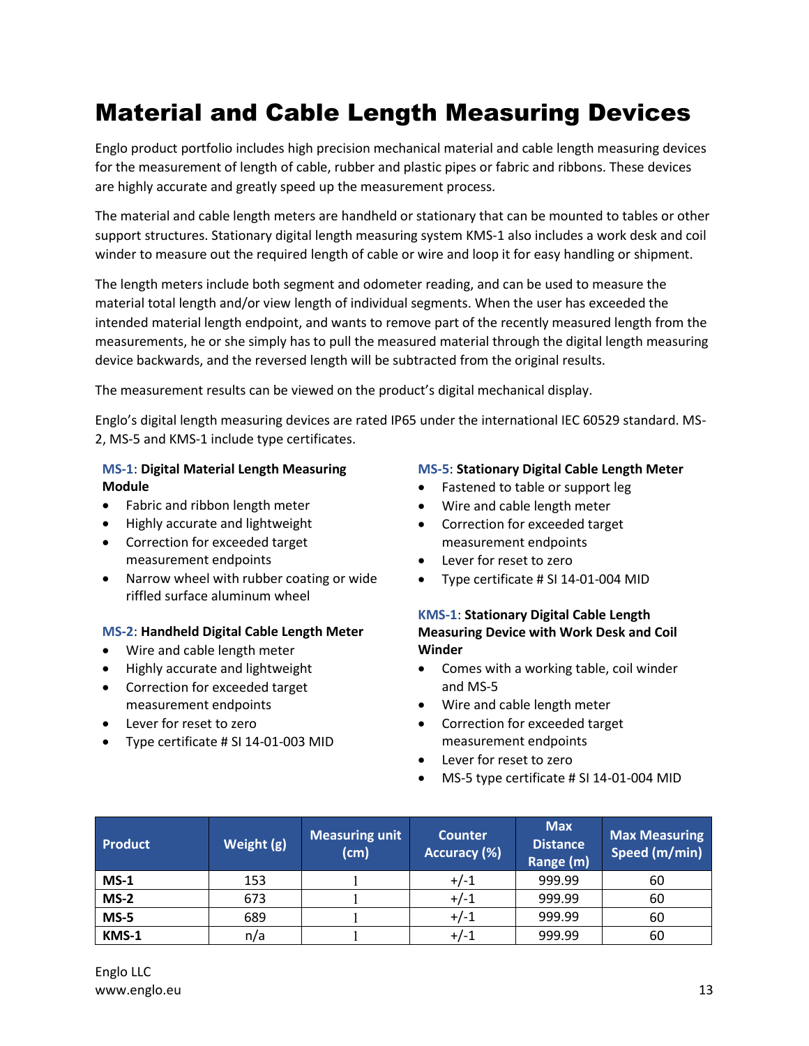# Material and Cable Length Measuring Devices

Englo product portfolio includes high precision mechanical material and cable length measuring devices for the measurement of length of cable, rubber and plastic pipes or fabric and ribbons. These devices are highly accurate and greatly speed up the measurement process.

The material and cable length meters are handheld or stationary that can be mounted to tables or other support structures. Stationary digital length measuring system KMS-1 also includes a work desk and coil winder to measure out the required length of cable or wire and loop it for easy handling or shipment.

The length meters include both segment and odometer reading, and can be used to measure the material total length and/or view length of individual segments. When the user has exceeded the intended material length endpoint, and wants to remove part of the recently measured length from the measurements, he or she simply has to pull the measured material through the digital length measuring device backwards, and the reversed length will be subtracted from the original results.

The measurement results can be viewed on the product's digital mechanical display.

Englo's digital length measuring devices are rated IP65 under the international IEC 60529 standard. MS-2, MS-5 and KMS-1 include type certificates.

**MS-1: Digital Material Length Measuring Module**

- Fabric and ribbon length meter
- Highly accurate and lightweight
- Correction for exceeded target measurement endpoints
- Narrow wheel with rubber coating or wide riffled surface aluminum wheel

**MS-2: Handheld Digital Cable Length Meter**

- Wire and cable length meter
- Highly accurate and lightweight
- Correction for exceeded target measurement endpoints
- Lever for reset to zero
- Type certificate # SI 14-01-003 MID

**MS-5: Stationary Digital Cable Length Meter**

- Fastened to table or support leg
- Wire and cable length meter
- Correction for exceeded target measurement endpoints
- Lever for reset to zero
- Type certificate # SI 14-01-004 MID

**KMS-1: Stationary Digital Cable Length Measuring Device with Work Desk and Coil Winder**

- Comes with a working table, coil winder and MS-5
- Wire and cable length meter
- Correction for exceeded target measurement endpoints
- Lever for reset to zero
- MS-5 type certificate # SI 14-01-004 MID

| Product | Weight (g) | Measuring unit (cm) | Counter Accuracy (%) | Max Distance Range (m) | Max Measuring Speed (m/min) |
|---|---|---|---|---|---|
| MS-1 | 153 | 1 | +/-1 | 999.99 | 60 |
| MS-2 | 673 | 1 | +/-1 | 999.99 | 60 |
| MS-5 | 689 | 1 | +/-1 | 999.99 | 60 |
| KMS-1 | n/a | 1 | +/-1 | 999.99 | 60 |

Englo LLC
www.englo.eu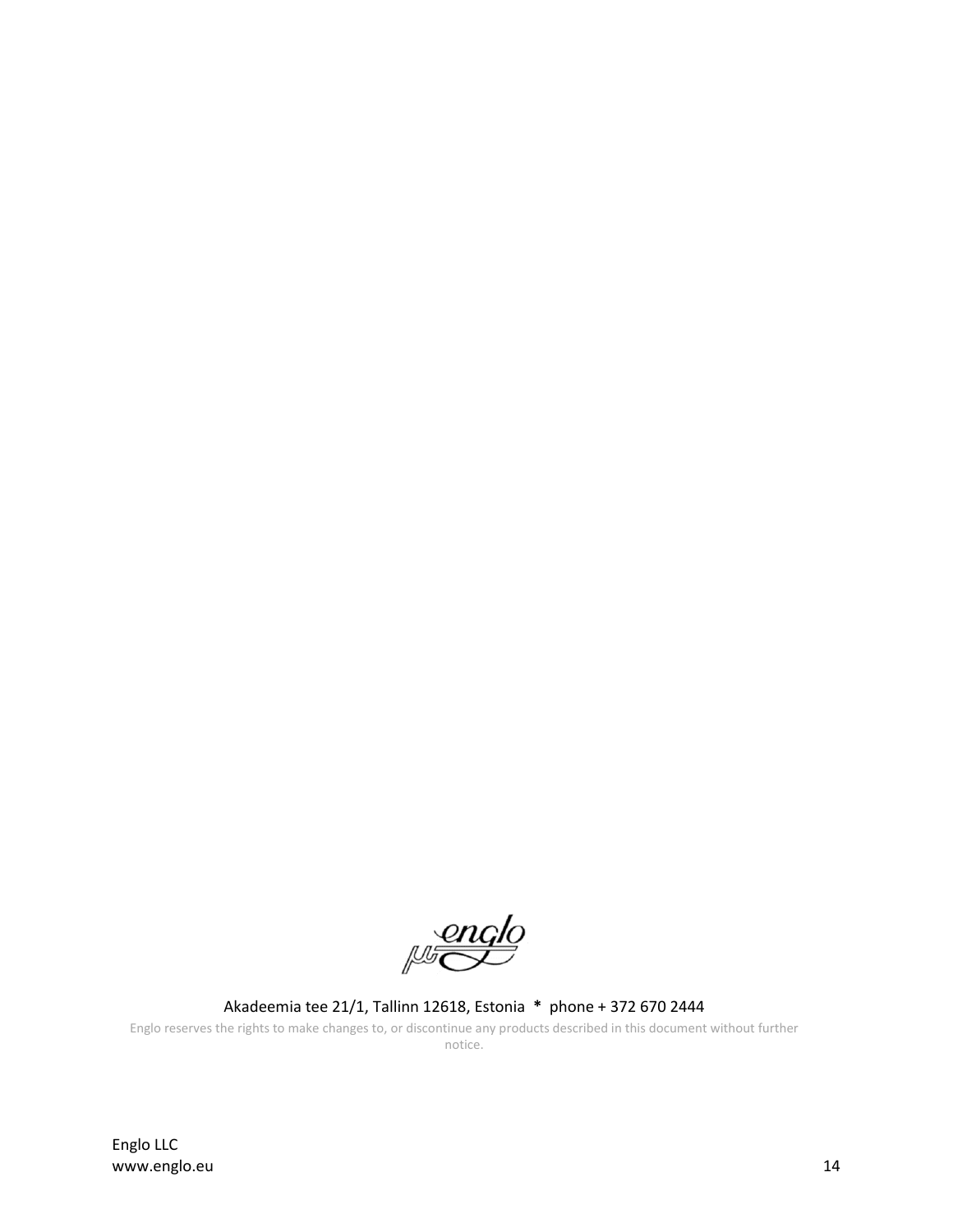Akadeemia tee 21/1, Tallinn 12618, Estonia * phone + 372 670 2444

Englo reserves the rights to make changes to, or discontinue any products described in this document without further notice.

Englo LLC
www.englo.eu